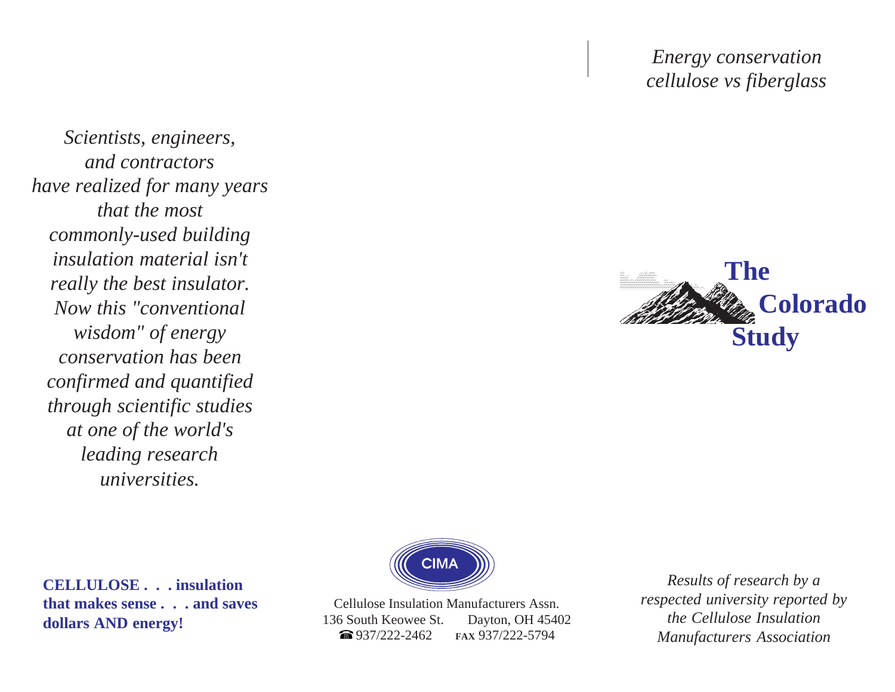*Energy conservation*
*cellulose vs fiberglass*

# The Colorado Study

*Scientists, engineers, and contractors have realized for many years that the most commonly-used building insulation material isn't really the best insulator. Now this "conventional wisdom" of energy conservation has been confirmed and quantified through scientific studies at one of the world's leading research universities.*

*Results of research by a respected university reported by the Cellulose Insulation Manufacturers Association*

**CELLULOSE . . . insulation that makes sense . . . and saves dollars AND energy!**

CIMA

Cellulose Insulation Manufacturers Assn.
136 South Keowee St. Dayton, OH 45402
☎ 937/222-2462 FAX 937/222-5794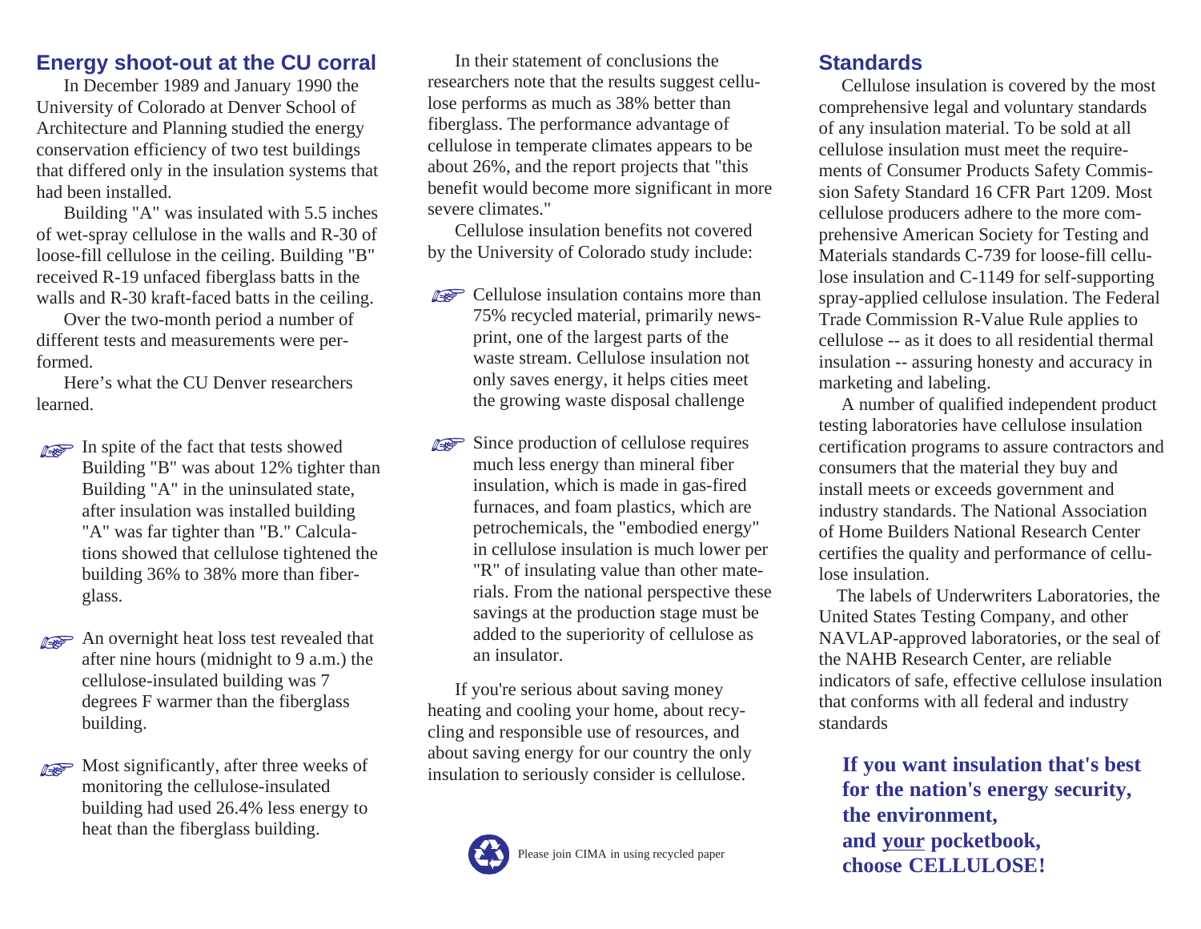## Energy shoot-out at the CU corral

In December 1989 and January 1990 the University of Colorado at Denver School of Architecture and Planning studied the energy conservation efficiency of two test buildings that differed only in the insulation systems that had been installed.

Building "A" was insulated with 5.5 inches of wet-spray cellulose in the walls and R-30 of loose-fill cellulose in the ceiling. Building "B" received R-19 unfaced fiberglass batts in the walls and R-30 kraft-faced batts in the ceiling.

Over the two-month period a number of different tests and measurements were performed.

Here's what the CU Denver researchers learned.

- In spite of the fact that tests showed Building "B" was about 12% tighter than Building "A" in the uninsulated state, after insulation was installed building "A" was far tighter than "B." Calculations showed that cellulose tightened the building 36% to 38% more than fiberglass.
- An overnight heat loss test revealed that after nine hours (midnight to 9 a.m.) the cellulose-insulated building was 7 degrees F warmer than the fiberglass building.
- Most significantly, after three weeks of monitoring the cellulose-insulated building had used 26.4% less energy to heat than the fiberglass building.

In their statement of conclusions the researchers note that the results suggest cellulose performs as much as 38% better than fiberglass. The performance advantage of cellulose in temperate climates appears to be about 26%, and the report projects that "this benefit would become more significant in more severe climates."

Cellulose insulation benefits not covered by the University of Colorado study include:

- Cellulose insulation contains more than 75% recycled material, primarily newsprint, one of the largest parts of the waste stream. Cellulose insulation not only saves energy, it helps cities meet the growing waste disposal challenge
- Since production of cellulose requires much less energy than mineral fiber insulation, which is made in gas-fired furnaces, and foam plastics, which are petrochemicals, the "embodied energy" in cellulose insulation is much lower per "R" of insulating value than other materials. From the national perspective these savings at the production stage must be added to the superiority of cellulose as an insulator.

If you're serious about saving money heating and cooling your home, about recycling and responsible use of resources, and about saving energy for our country the only insulation to seriously consider is cellulose.

Please join CIMA in using recycled paper

## Standards

Cellulose insulation is covered by the most comprehensive legal and voluntary standards of any insulation material. To be sold at all cellulose insulation must meet the requirements of Consumer Products Safety Commission Safety Standard 16 CFR Part 1209. Most cellulose producers adhere to the more comprehensive American Society for Testing and Materials standards C-739 for loose-fill cellulose insulation and C-1149 for self-supporting spray-applied cellulose insulation. The Federal Trade Commission R-Value Rule applies to cellulose -- as it does to all residential thermal insulation -- assuring honesty and accuracy in marketing and labeling.

A number of qualified independent product testing laboratories have cellulose insulation certification programs to assure contractors and consumers that the material they buy and install meets or exceeds government and industry standards. The National Association of Home Builders National Research Center certifies the quality and performance of cellulose insulation.

The labels of Underwriters Laboratories, the United States Testing Company, and other NAVLAP-approved laboratories, or the seal of the NAHB Research Center, are reliable indicators of safe, effective cellulose insulation that conforms with all federal and industry standards

**If you want insulation that's best for the nation's energy security, the environment, and <u>your</u> pocketbook, choose CELLULOSE!**